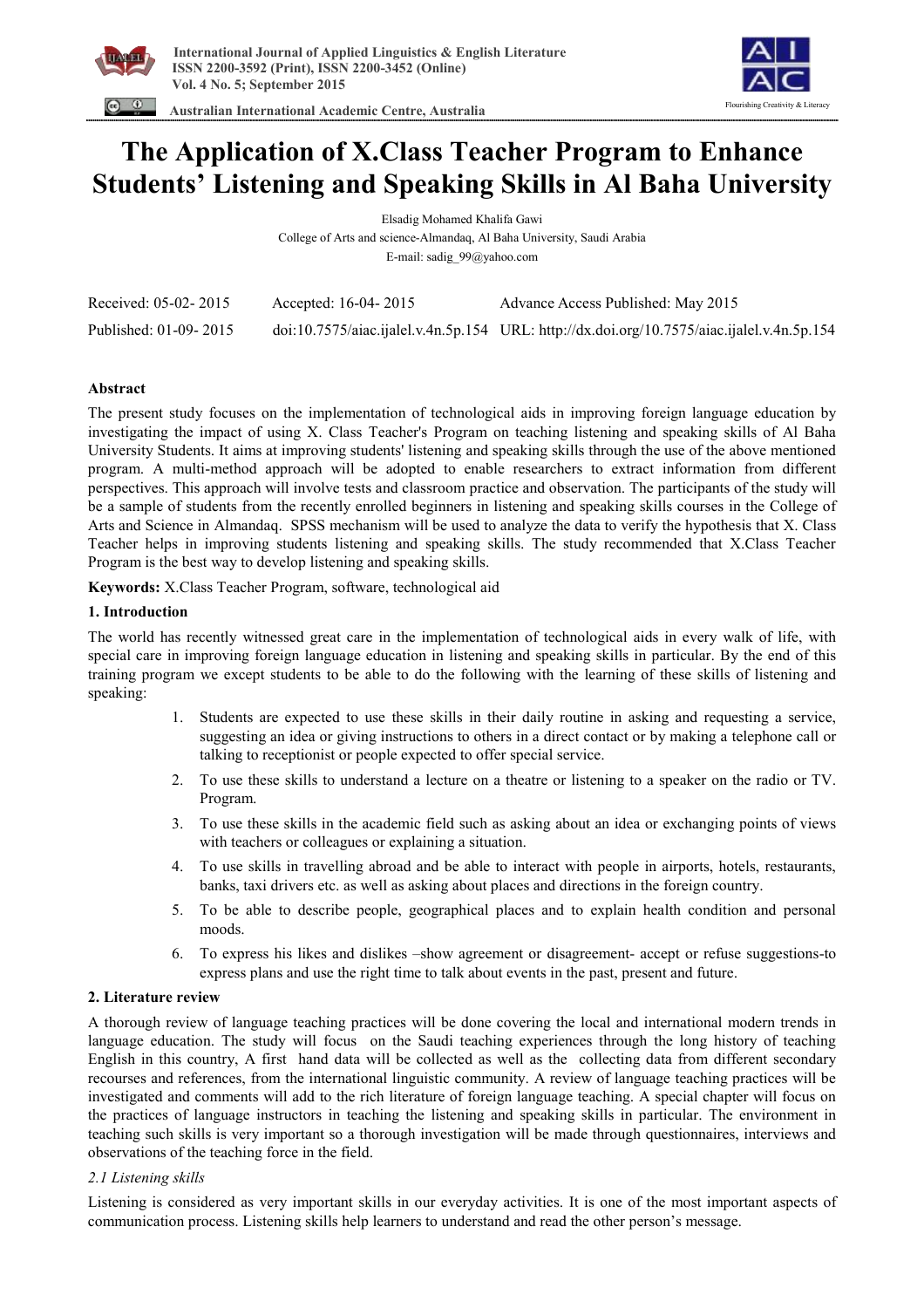# The Application of X.Class Teacher Program to Enhance Students' Listening and Speaking Skills in Al Baha University

Elsadig Mohamed Khalifa Gawi

College of Arts and science-Almandaq, Al Baha University, Saudi Arabia

E-mail: sadig_99@yahoo.com

| Received: 05-02- 2015 | Accepted: 16-04- 2015 | Advance Access Published: May 2015 |
|---|---|---|
| Published: 01-09- 2015 | doi:10.7575/aiac.ijalel.v.4n.5p.154 | URL: http://dx.doi.org/10.7575/aiac.ijalel.v.4n.5p.154 |

**Abstract**

The present study focuses on the implementation of technological aids in improving foreign language education by investigating the impact of using X. Class Teacher's Program on teaching listening and speaking skills of Al Baha University Students. It aims at improving students' listening and speaking skills through the use of the above mentioned program. A multi-method approach will be adopted to enable researchers to extract information from different perspectives. This approach will involve tests and classroom practice and observation. The participants of the study will be a sample of students from the recently enrolled beginners in listening and speaking skills courses in the College of Arts and Science in Almandaq. SPSS mechanism will be used to analyze the data to verify the hypothesis that X. Class Teacher helps in improving students listening and speaking skills. The study recommended that X.Class Teacher Program is the best way to develop listening and speaking skills.

**Keywords:** X.Class Teacher Program, software, technological aid

**1. Introduction**

The world has recently witnessed great care in the implementation of technological aids in every walk of life, with special care in improving foreign language education in listening and speaking skills in particular. By the end of this training program we except students to be able to do the following with the learning of these skills of listening and speaking:

1. Students are expected to use these skills in their daily routine in asking and requesting a service, suggesting an idea or giving instructions to others in a direct contact or by making a telephone call or talking to receptionist or people expected to offer special service.
2. To use these skills to understand a lecture on a theatre or listening to a speaker on the radio or TV. Program.
3. To use these skills in the academic field such as asking about an idea or exchanging points of views with teachers or colleagues or explaining a situation.
4. To use skills in travelling abroad and be able to interact with people in airports, hotels, restaurants, banks, taxi drivers etc. as well as asking about places and directions in the foreign country.
5. To be able to describe people, geographical places and to explain health condition and personal moods.
6. To express his likes and dislikes –show agreement or disagreement- accept or refuse suggestions-to express plans and use the right time to talk about events in the past, present and future.

**2. Literature review**

A thorough review of language teaching practices will be done covering the local and international modern trends in language education. The study will focus on the Saudi teaching experiences through the long history of teaching English in this country, A first hand data will be collected as well as the collecting data from different secondary recourses and references, from the international linguistic community. A review of language teaching practices will be investigated and comments will add to the rich literature of foreign language teaching. A special chapter will focus on the practices of language instructors in teaching the listening and speaking skills in particular. The environment in teaching such skills is very important so a thorough investigation will be made through questionnaires, interviews and observations of the teaching force in the field.

*2.1 Listening skills*

Listening is considered as very important skills in our everyday activities. It is one of the most important aspects of communication process. Listening skills help learners to understand and read the other person's message.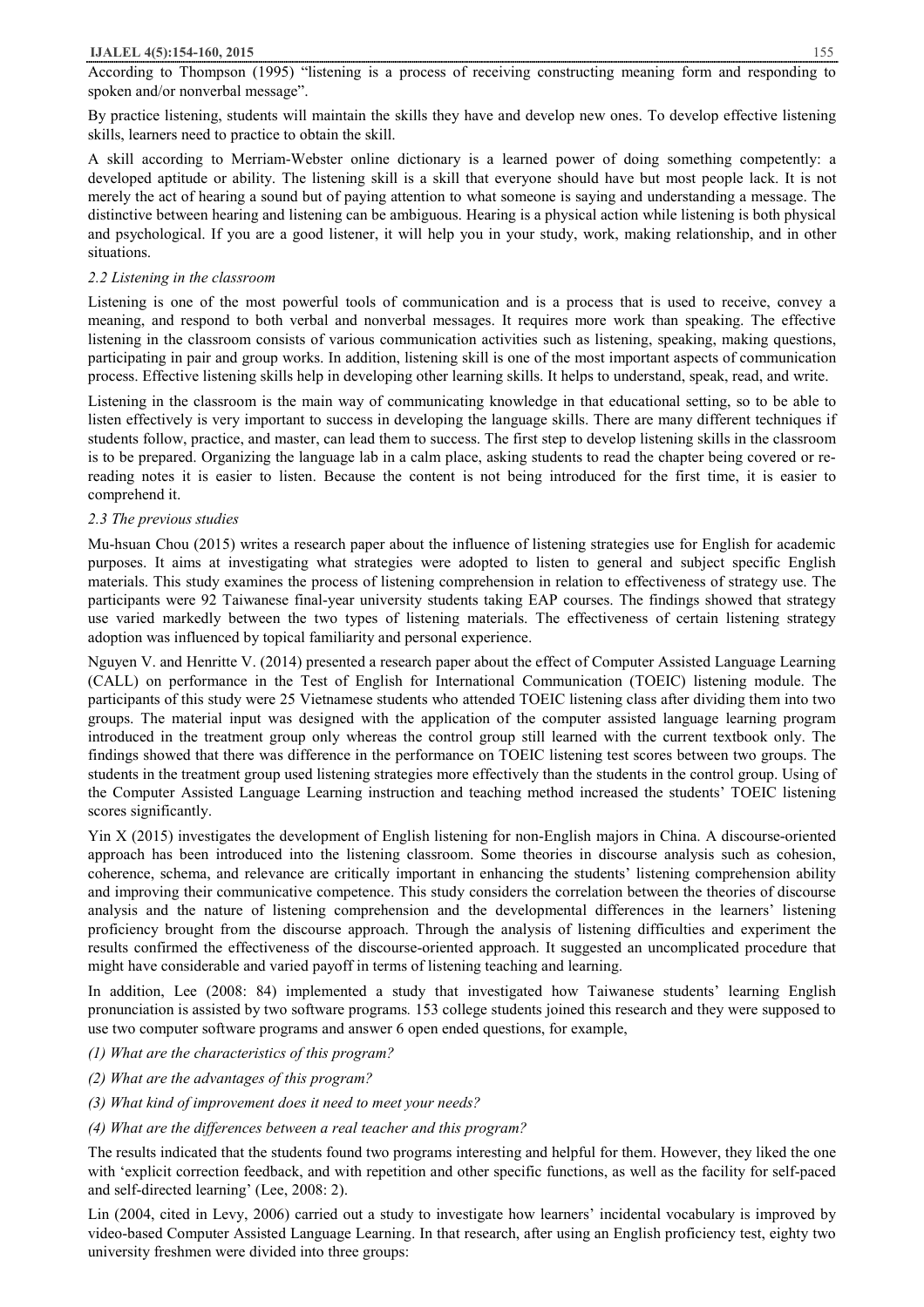According to Thompson (1995) "listening is a process of receiving constructing meaning form and responding to spoken and/or nonverbal message".

By practice listening, students will maintain the skills they have and develop new ones. To develop effective listening skills, learners need to practice to obtain the skill.

A skill according to Merriam-Webster online dictionary is a learned power of doing something competently: a developed aptitude or ability. The listening skill is a skill that everyone should have but most people lack. It is not merely the act of hearing a sound but of paying attention to what someone is saying and understanding a message. The distinctive between hearing and listening can be ambiguous. Hearing is a physical action while listening is both physical and psychological. If you are a good listener, it will help you in your study, work, making relationship, and in other situations.

### *2.2 Listening in the classroom*

Listening is one of the most powerful tools of communication and is a process that is used to receive, convey a meaning, and respond to both verbal and nonverbal messages. It requires more work than speaking. The effective listening in the classroom consists of various communication activities such as listening, speaking, making questions, participating in pair and group works. In addition, listening skill is one of the most important aspects of communication process. Effective listening skills help in developing other learning skills. It helps to understand, speak, read, and write.

Listening in the classroom is the main way of communicating knowledge in that educational setting, so to be able to listen effectively is very important to success in developing the language skills. There are many different techniques if students follow, practice, and master, can lead them to success. The first step to develop listening skills in the classroom is to be prepared. Organizing the language lab in a calm place, asking students to read the chapter being covered or re-reading notes it is easier to listen. Because the content is not being introduced for the first time, it is easier to comprehend it.

### *2.3 The previous studies*

Mu-hsuan Chou (2015) writes a research paper about the influence of listening strategies use for English for academic purposes. It aims at investigating what strategies were adopted to listen to general and subject specific English materials. This study examines the process of listening comprehension in relation to effectiveness of strategy use. The participants were 92 Taiwanese final-year university students taking EAP courses. The findings showed that strategy use varied markedly between the two types of listening materials. The effectiveness of certain listening strategy adoption was influenced by topical familiarity and personal experience.

Nguyen V. and Henritte V. (2014) presented a research paper about the effect of Computer Assisted Language Learning (CALL) on performance in the Test of English for International Communication (TOEIC) listening module. The participants of this study were 25 Vietnamese students who attended TOEIC listening class after dividing them into two groups. The material input was designed with the application of the computer assisted language learning program introduced in the treatment group only whereas the control group still learned with the current textbook only. The findings showed that there was difference in the performance on TOEIC listening test scores between two groups. The students in the treatment group used listening strategies more effectively than the students in the control group. Using of the Computer Assisted Language Learning instruction and teaching method increased the students' TOEIC listening scores significantly.

Yin X (2015) investigates the development of English listening for non-English majors in China. A discourse-oriented approach has been introduced into the listening classroom. Some theories in discourse analysis such as cohesion, coherence, schema, and relevance are critically important in enhancing the students' listening comprehension ability and improving their communicative competence. This study considers the correlation between the theories of discourse analysis and the nature of listening comprehension and the developmental differences in the learners' listening proficiency brought from the discourse approach. Through the analysis of listening difficulties and experiment the results confirmed the effectiveness of the discourse-oriented approach. It suggested an uncomplicated procedure that might have considerable and varied payoff in terms of listening teaching and learning.

In addition, Lee (2008: 84) implemented a study that investigated how Taiwanese students' learning English pronunciation is assisted by two software programs. 153 college students joined this research and they were supposed to use two computer software programs and answer 6 open ended questions, for example,

*(1) What are the characteristics of this program?*

*(2) What are the advantages of this program?*

*(3) What kind of improvement does it need to meet your needs?*

*(4) What are the differences between a real teacher and this program?*

The results indicated that the students found two programs interesting and helpful for them. However, they liked the one with 'explicit correction feedback, and with repetition and other specific functions, as well as the facility for self-paced and self-directed learning' (Lee, 2008: 2).

Lin (2004, cited in Levy, 2006) carried out a study to investigate how learners' incidental vocabulary is improved by video-based Computer Assisted Language Learning. In that research, after using an English proficiency test, eighty two university freshmen were divided into three groups: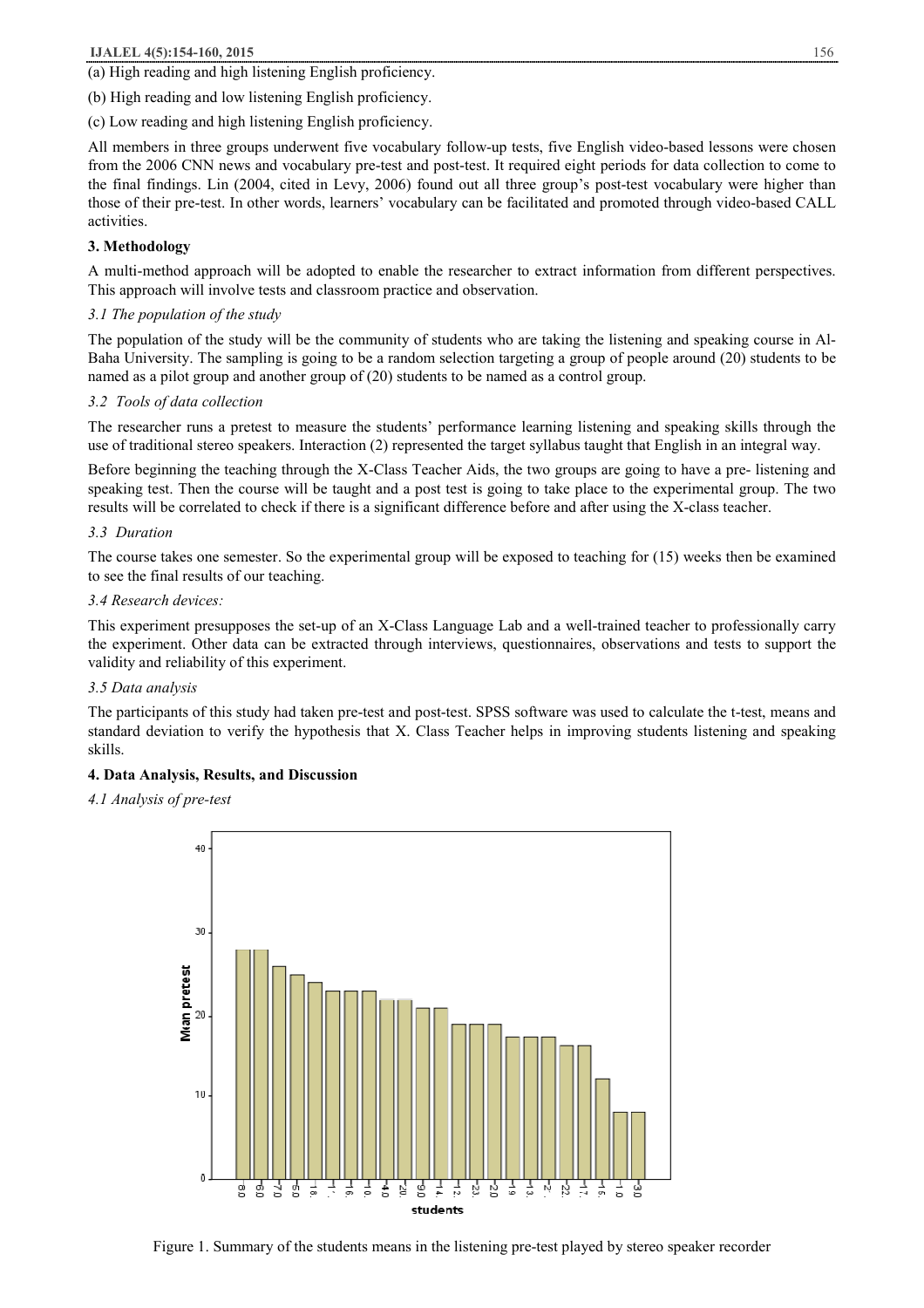(a) High reading and high listening English proficiency.

(b) High reading and low listening English proficiency.

(c) Low reading and high listening English proficiency.

All members in three groups underwent five vocabulary follow-up tests, five English video-based lessons were chosen from the 2006 CNN news and vocabulary pre-test and post-test. It required eight periods for data collection to come to the final findings. Lin (2004, cited in Levy, 2006) found out all three group's post-test vocabulary were higher than those of their pre-test. In other words, learners' vocabulary can be facilitated and promoted through video-based CALL activities.

## 3. Methodology

A multi-method approach will be adopted to enable the researcher to extract information from different perspectives. This approach will involve tests and classroom practice and observation.

### *3.1 The population of the study*

The population of the study will be the community of students who are taking the listening and speaking course in Al-Baha University. The sampling is going to be a random selection targeting a group of people around (20) students to be named as a pilot group and another group of (20) students to be named as a control group.

### *3.2 Tools of data collection*

The researcher runs a pretest to measure the students' performance learning listening and speaking skills through the use of traditional stereo speakers. Interaction (2) represented the target syllabus taught that English in an integral way.

Before beginning the teaching through the X-Class Teacher Aids, the two groups are going to have a pre- listening and speaking test. Then the course will be taught and a post test is going to take place to the experimental group. The two results will be correlated to check if there is a significant difference before and after using the X-class teacher.

### *3.3 Duration*

The course takes one semester. So the experimental group will be exposed to teaching for (15) weeks then be examined to see the final results of our teaching.

### *3.4 Research devices:*

This experiment presupposes the set-up of an X-Class Language Lab and a well-trained teacher to professionally carry the experiment. Other data can be extracted through interviews, questionnaires, observations and tests to support the validity and reliability of this experiment.

### *3.5 Data analysis*

The participants of this study had taken pre-test and post-test. SPSS software was used to calculate the t-test, means and standard deviation to verify the hypothesis that X. Class Teacher helps in improving students listening and speaking skills.

## 4. Data Analysis, Results, and Discussion

### *4.1 Analysis of pre-test*

Figure 1. Summary of the students means in the listening pre-test played by stereo speaker recorder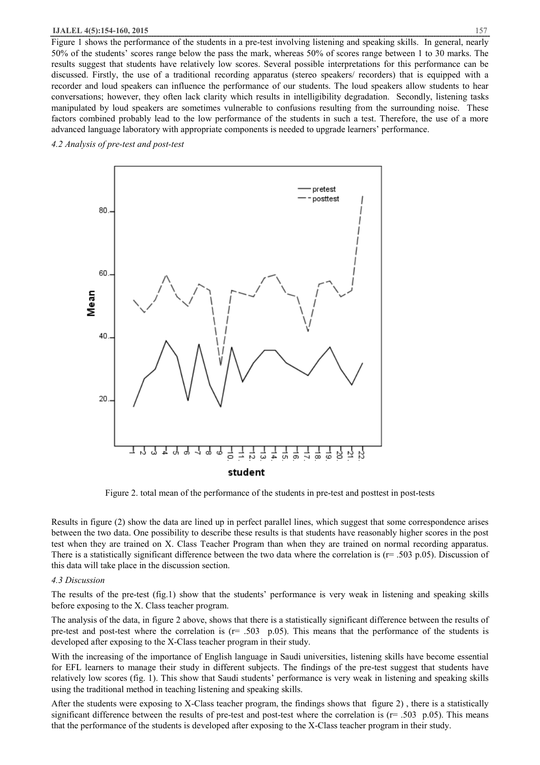Figure 1 shows the performance of the students in a pre-test involving listening and speaking skills. In general, nearly 50% of the students' scores range below the pass the mark, whereas 50% of scores range between 1 to 30 marks. The results suggest that students have relatively low scores. Several possible interpretations for this performance can be discussed. Firstly, the use of a traditional recording apparatus (stereo speakers/ recorders) that is equipped with a recorder and loud speakers can influence the performance of our students. The loud speakers allow students to hear conversations; however, they often lack clarity which results in intelligibility degradation. Secondly, listening tasks manipulated by loud speakers are sometimes vulnerable to confusions resulting from the surrounding noise. These factors combined probably lead to the low performance of the students in such a test. Therefore, the use of a more advanced language laboratory with appropriate components is needed to upgrade learners' performance.

### *4.2 Analysis of pre-test and post-test*

Figure 2. total mean of the performance of the students in pre-test and posttest in post-tests

Results in figure (2) show the data are lined up in perfect parallel lines, which suggest that some correspondence arises between the two data. One possibility to describe these results is that students have reasonably higher scores in the post test when they are trained on X. Class Teacher Program than when they are trained on normal recording apparatus. There is a statistically significant difference between the two data where the correlation is ($r = .503$ p.05). Discussion of this data will take place in the discussion section.

### *4.3 Discussion*

The results of the pre-test (fig.1) show that the students' performance is very weak in listening and speaking skills before exposing to the X. Class teacher program.

The analysis of the data, in figure 2 above, shows that there is a statistically significant difference between the results of pre-test and post-test where the correlation is ($r = .503$ p.05). This means that the performance of the students is developed after exposing to the X-Class teacher program in their study.

With the increasing of the importance of English language in Saudi universities, listening skills have become essential for EFL learners to manage their study in different subjects. The findings of the pre-test suggest that students have relatively low scores (fig. 1). This show that Saudi students' performance is very weak in listening and speaking skills using the traditional method in teaching listening and speaking skills.

After the students were exposing to X-Class teacher program, the findings shows that figure 2) , there is a statistically significant difference between the results of pre-test and post-test where the correlation is ($r = .503$ p.05). This means that the performance of the students is developed after exposing to the X-Class teacher program in their study.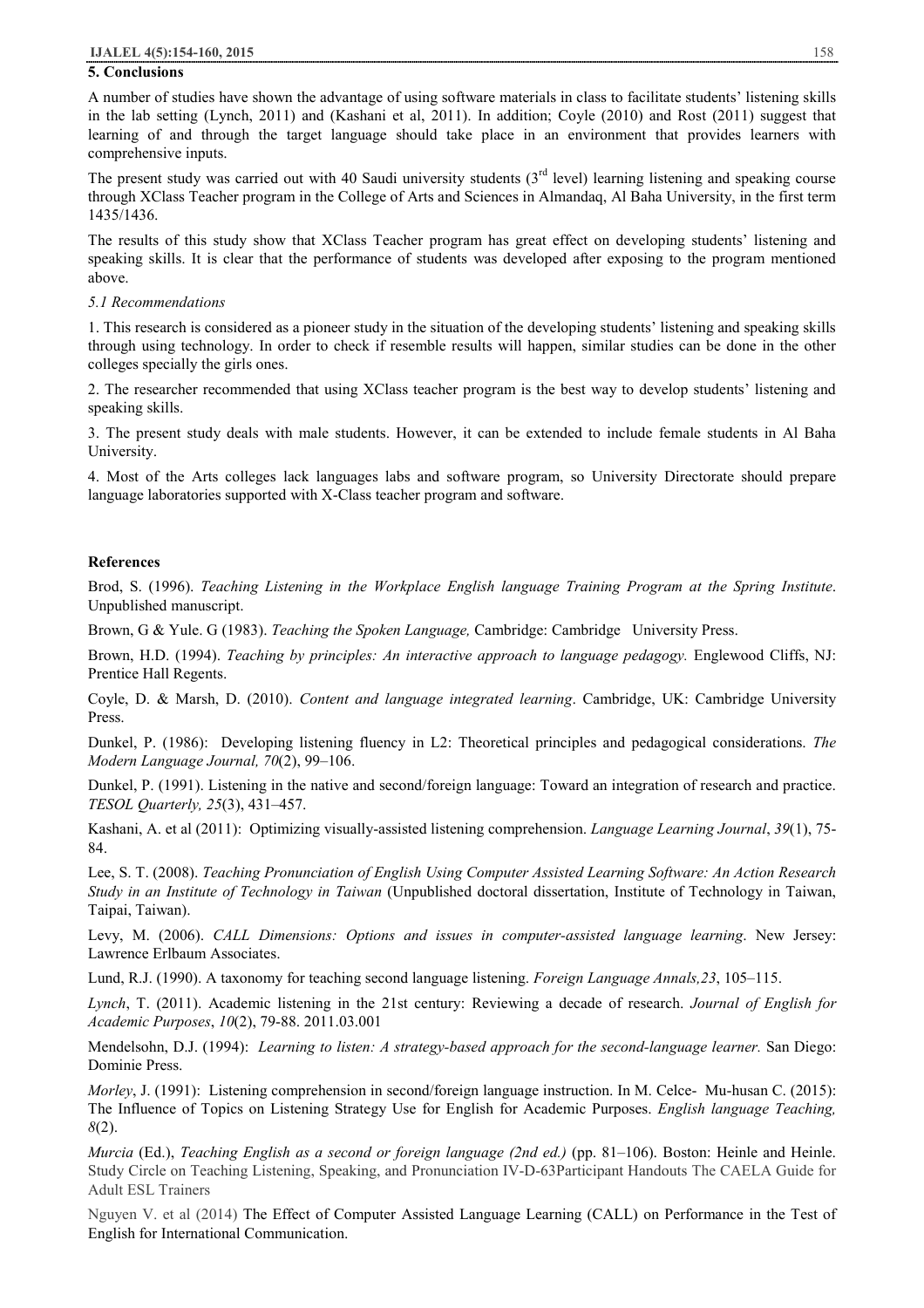## 5. Conclusions

A number of studies have shown the advantage of using software materials in class to facilitate students' listening skills in the lab setting (Lynch, 2011) and (Kashani et al, 2011). In addition; Coyle (2010) and Rost (2011) suggest that learning of and through the target language should take place in an environment that provides learners with comprehensive inputs.

The present study was carried out with 40 Saudi university students (3rd level) learning listening and speaking course through XClass Teacher program in the College of Arts and Sciences in Almandaq, Al Baha University, in the first term 1435/1436.

The results of this study show that XClass Teacher program has great effect on developing students' listening and speaking skills. It is clear that the performance of students was developed after exposing to the program mentioned above.

*5.1 Recommendations*

1. This research is considered as a pioneer study in the situation of the developing students' listening and speaking skills through using technology. In order to check if resemble results will happen, similar studies can be done in the other colleges specially the girls ones.

2. The researcher recommended that using XClass teacher program is the best way to develop students' listening and speaking skills.

3. The present study deals with male students. However, it can be extended to include female students in Al Baha University.

4. Most of the Arts colleges lack languages labs and software program, so University Directorate should prepare language laboratories supported with X-Class teacher program and software.

## References

Brod, S. (1996). *Teaching Listening in the Workplace English language Training Program at the Spring Institute*. Unpublished manuscript.

Brown, G & Yule. G (1983). *Teaching the Spoken Language,* Cambridge: Cambridge University Press.

Brown, H.D. (1994). *Teaching by principles: An interactive approach to language pedagogy.* Englewood Cliffs, NJ: Prentice Hall Regents.

Coyle, D. & Marsh, D. (2010). *Content and language integrated learning*. Cambridge, UK: Cambridge University Press.

Dunkel, P. (1986): Developing listening fluency in L2: Theoretical principles and pedagogical considerations. *The Modern Language Journal, 70*(2), 99–106.

Dunkel, P. (1991). Listening in the native and second/foreign language: Toward an integration of research and practice. *TESOL Quarterly, 25*(3), 431–457.

Kashani, A. et al (2011): Optimizing visually-assisted listening comprehension. *Language Learning Journal*, *39*(1), 75-84.

Lee, S. T. (2008). *Teaching Pronunciation of English Using Computer Assisted Learning Software: An Action Research Study in an Institute of Technology in Taiwan* (Unpublished doctoral dissertation, Institute of Technology in Taiwan, Taipai, Taiwan).

Levy, M. (2006). *CALL Dimensions: Options and issues in computer-assisted language learning*. New Jersey: Lawrence Erlbaum Associates.

Lund, R.J. (1990). A taxonomy for teaching second language listening. *Foreign Language Annals,23*, 105–115.

*Lynch*, T. (2011). Academic listening in the 21st century: Reviewing a decade of research. *Journal of English for Academic Purposes*, *10*(2), 79-88. 2011.03.001

Mendelsohn, D.J. (1994): *Learning to listen: A strategy-based approach for the second-language learner.* San Diego: Dominie Press.

*Morley*, J. (1991): Listening comprehension in second/foreign language instruction. In M. Celce- Mu-husan C. (2015): The Influence of Topics on Listening Strategy Use for English for Academic Purposes. *English language Teaching, 8*(2).

*Murcia* (Ed.), *Teaching English as a second or foreign language (2nd ed.)* (pp. 81–106). Boston: Heinle and Heinle. Study Circle on Teaching Listening, Speaking, and Pronunciation IV-D-63Participant Handouts The CAELA Guide for Adult ESL Trainers

Nguyen V. et al (2014) The Effect of Computer Assisted Language Learning (CALL) on Performance in the Test of English for International Communication.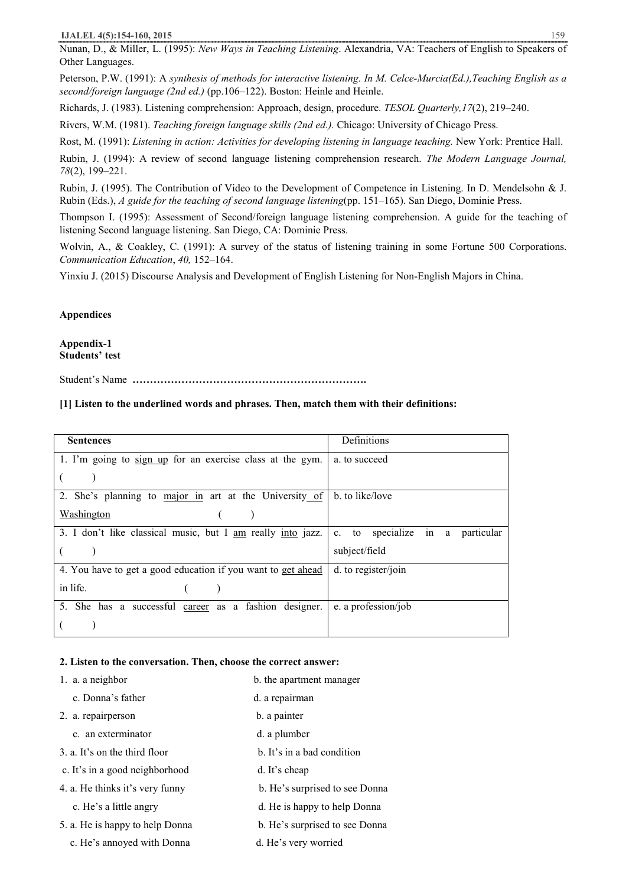Nunan, D., & Miller, L. (1995): *New Ways in Teaching Listening*. Alexandria, VA: Teachers of English to Speakers of Other Languages.

Peterson, P.W. (1991): A *synthesis of methods for interactive listening. In M. Celce-Murcia(Ed.),Teaching English as a second/foreign language (2nd ed.)* (pp.106–122). Boston: Heinle and Heinle.

Richards, J. (1983). Listening comprehension: Approach, design, procedure. *TESOL Quarterly,17*(2), 219–240.

Rivers, W.M. (1981). *Teaching foreign language skills (2nd ed.).* Chicago: University of Chicago Press.

Rost, M. (1991): *Listening in action: Activities for developing listening in language teaching.* New York: Prentice Hall.

Rubin, J. (1994): A review of second language listening comprehension research. *The Modern Language Journal, 78*(2), 199–221.

Rubin, J. (1995). The Contribution of Video to the Development of Competence in Listening. In D. Mendelsohn & J. Rubin (Eds.), *A guide for the teaching of second language listening*(pp. 151–165). San Diego, Dominie Press.

Thompson I. (1995): Assessment of Second/foreign language listening comprehension. A guide for the teaching of listening Second language listening. San Diego, CA: Dominie Press.

Wolvin, A., & Coakley, C. (1991): A survey of the status of listening training in some Fortune 500 Corporations. *Communication Education*, *40,* 152–164.

Yinxiu J. (2015) Discourse Analysis and Development of English Listening for Non-English Majors in China.

## Appendices

### Appendix-1
### Students' test

Student's Name **…………………………………………………………….**

**[1] Listen to the underlined words and phrases. Then, match them with their definitions:**

| Sentences | Definitions |
|---|---|
| 1. I'm going to <u>sign up</u> for an exercise class at the gym. (    ) | a. to succeed |
| 2. She's planning to <u>major in</u> art at the University <u>of Washington</u> (    ) | b. to like/love |
| 3. I don't like classical music, but I <u>am</u> really <u>into</u> jazz. (    ) | c. to specialize in a particular subject/field |
| 4. You have to get a good education if you want to <u>get ahead</u> in life. (    ) | d. to register/join |
| 5. She has a successful <u>career</u> as a fashion designer. (    ) | e. a profession/job |

**2. Listen to the conversation. Then, choose the correct answer:**

1. a. a neighbor b. the apartment manager
   c. Donna's father d. a repairman
2. a. repairperson b. a painter
   c. an exterminator d. a plumber
3. a. It's on the third floor b. It's in a bad condition
   c. It's in a good neighborhood d. It's cheap
4. a. He thinks it's very funny b. He's surprised to see Donna
   c. He's a little angry d. He is happy to help Donna
5. a. He is happy to help Donna b. He's surprised to see Donna
   c. He's annoyed with Donna d. He's very worried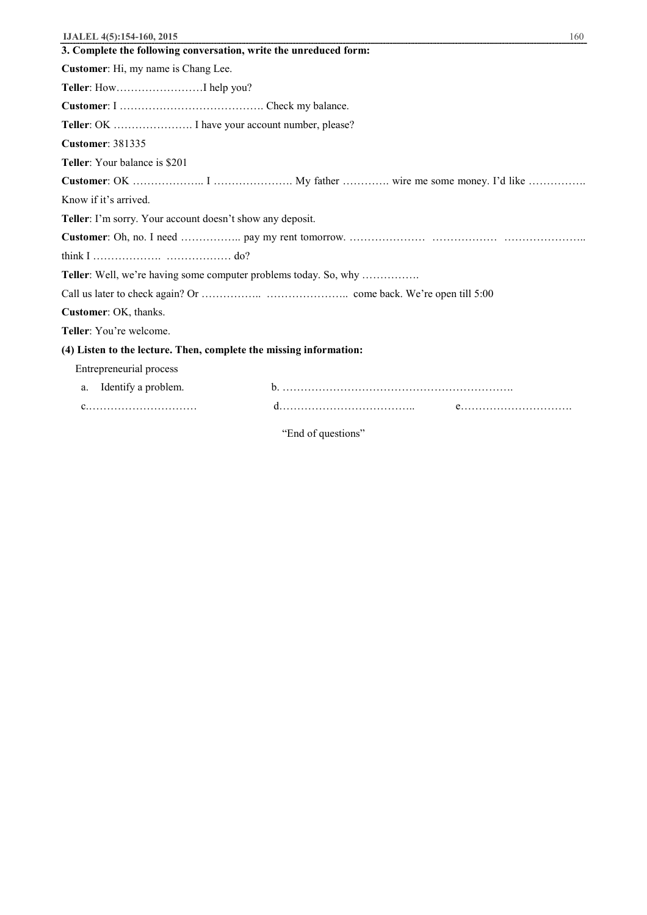**3. Complete the following conversation, write the unreduced form:**

**Customer**: Hi, my name is Chang Lee.

**Teller**: How……………………I help you?

**Customer**: I …………………………………. Check my balance.

**Teller**: OK …………………. I have your account number, please?

**Customer**: 381335

**Teller**: Your balance is $201

**Customer**: OK ……………….. I …………………. My father …………. wire me some money. I'd like …………….

Know if it's arrived.

**Teller**: I'm sorry. Your account doesn't show any deposit.

**Customer**: Oh, no. I need …………….. pay my rent tomorrow. ………………… ……………… …………………..

think I ………………. ……………… do?

**Teller**: Well, we're having some computer problems today. So, why …………….

Call us later to check again? Or …………….. ………………….. come back. We're open till 5:00

**Customer**: OK, thanks.

**Teller**: You're welcome.

**(4) Listen to the lecture. Then, complete the missing information:**

Entrepreneurial process

a. Identify a problem.
b. ……………………………………………………….
c.…………………………
d.………………………………..
e.………………………….

"End of questions"